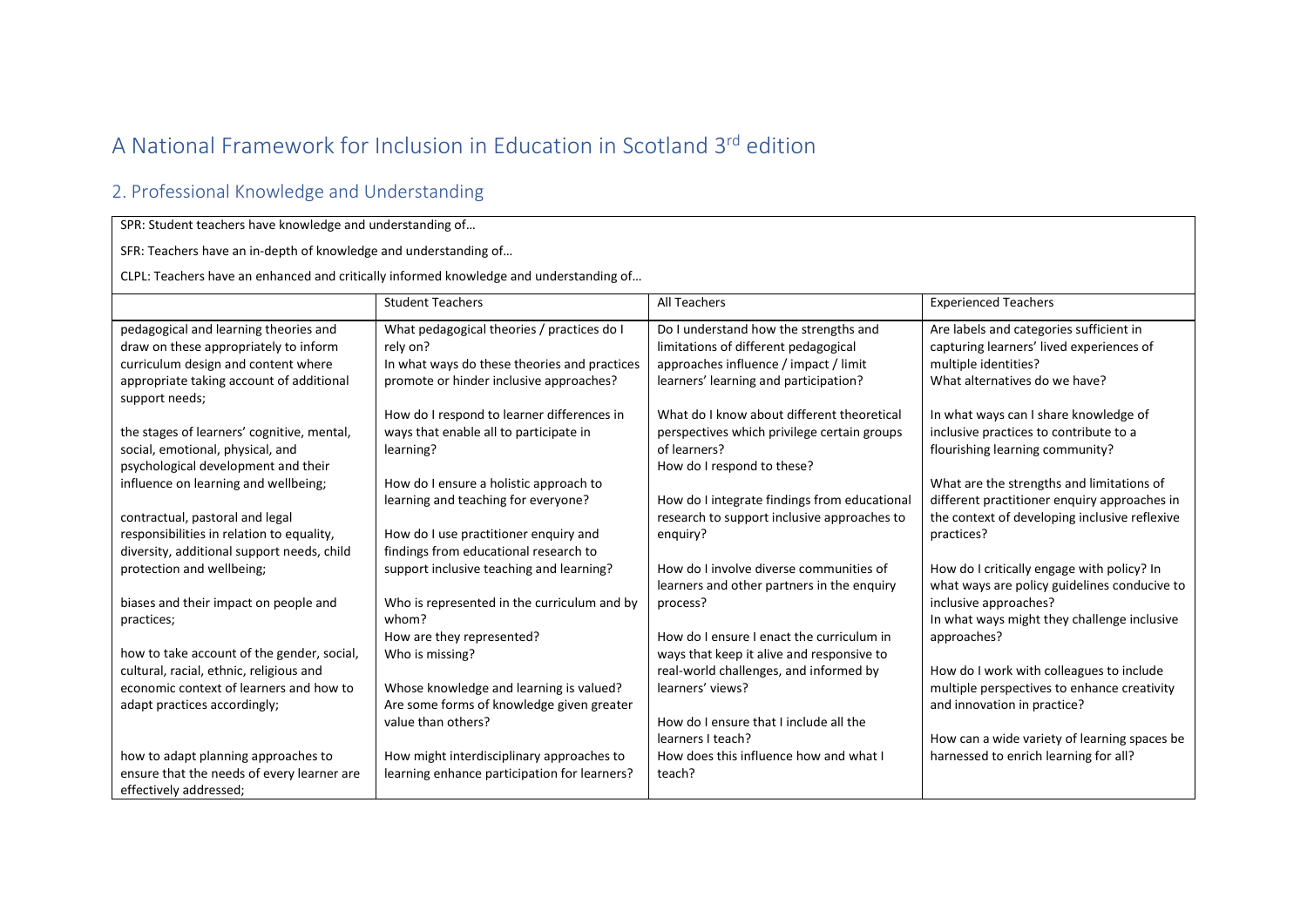# A National Framework for Inclusion in Education in Scotland 3rd edition

## 2. Professional Knowledge and Understanding

| SPR: Student teachers have knowledge and understanding of…<br><br>SFR: Teachers have an in-depth of knowledge and understanding of…<br><br>CLPL: Teachers have an enhanced and critically informed knowledge and understanding of… | | | |
|---|---|---|---|
| | Student Teachers | All Teachers | Experienced Teachers |
| pedagogical and learning theories and draw on these appropriately to inform curriculum design and content where appropriate taking account of additional support needs;<br><br>the stages of learners' cognitive, mental, social, emotional, physical, and psychological development and their influence on learning and wellbeing;<br><br>contractual, pastoral and legal responsibilities in relation to equality, diversity, additional support needs, child protection and wellbeing;<br><br>biases and their impact on people and practices;<br><br>how to take account of the gender, social, cultural, racial, ethnic, religious and economic context of learners and how to adapt practices accordingly;<br><br>how to adapt planning approaches to ensure that the needs of every learner are effectively addressed; | What pedagogical theories / practices do I rely on?<br>In what ways do these theories and practices promote or hinder inclusive approaches?<br><br>How do I respond to learner differences in ways that enable all to participate in learning?<br><br>How do I ensure a holistic approach to learning and teaching for everyone?<br><br>How do I use practitioner enquiry and findings from educational research to support inclusive teaching and learning?<br><br>Who is represented in the curriculum and by whom?<br>How are they represented?<br>Who is missing?<br><br>Whose knowledge and learning is valued?<br>Are some forms of knowledge given greater value than others?<br><br>How might interdisciplinary approaches to learning enhance participation for learners? | Do I understand how the strengths and limitations of different pedagogical approaches influence / impact / limit learners' learning and participation?<br><br>What do I know about different theoretical perspectives which privilege certain groups of learners?<br>How do I respond to these?<br><br>How do I integrate findings from educational research to support inclusive approaches to enquiry?<br><br>How do I involve diverse communities of learners and other partners in the enquiry process?<br><br>How do I ensure I enact the curriculum in ways that keep it alive and responsive to real-world challenges, and informed by learners' views?<br><br>How do I ensure that I include all the learners I teach?<br>How does this influence how and what I teach? | Are labels and categories sufficient in capturing learners' lived experiences of multiple identities?<br>What alternatives do we have?<br><br>In what ways can I share knowledge of inclusive practices to contribute to a flourishing learning community?<br><br>What are the strengths and limitations of different practitioner enquiry approaches in the context of developing inclusive reflexive practices?<br><br>How do I critically engage with policy? In what ways are policy guidelines conducive to inclusive approaches?<br>In what ways might they challenge inclusive approaches?<br><br>How do I work with colleagues to include multiple perspectives to enhance creativity and innovation in practice?<br><br>How can a wide variety of learning spaces be harnessed to enrich learning for all? |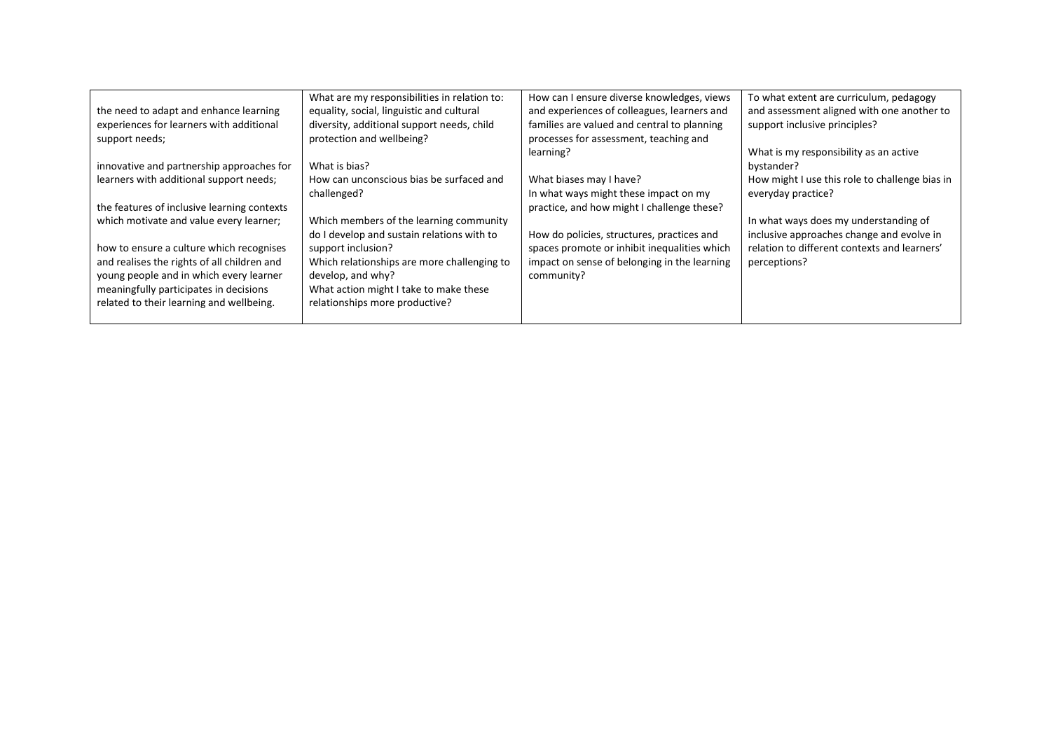| | | | |
|---|---|---|---|
| the need to adapt and enhance learning experiences for learners with additional support needs;<br><br>innovative and partnership approaches for learners with additional support needs;<br><br>the features of inclusive learning contexts which motivate and value every learner;<br><br>how to ensure a culture which recognises and realises the rights of all children and young people and in which every learner meaningfully participates in decisions related to their learning and wellbeing. | What are my responsibilities in relation to: equality, social, linguistic and cultural diversity, additional support needs, child protection and wellbeing?<br><br>What is bias?<br>How can unconscious bias be surfaced and challenged?<br><br>Which members of the learning community do I develop and sustain relations with to support inclusion?<br>Which relationships are more challenging to develop, and why?<br>What action might I take to make these relationships more productive? | How can I ensure diverse knowledges, views and experiences of colleagues, learners and families are valued and central to planning processes for assessment, teaching and learning?<br><br>What biases may I have?<br>In what ways might these impact on my practice, and how might I challenge these?<br><br>How do policies, structures, practices and spaces promote or inhibit inequalities which impact on sense of belonging in the learning community? | To what extent are curriculum, pedagogy and assessment aligned with one another to support inclusive principles?<br><br>What is my responsibility as an active bystander?<br>How might I use this role to challenge bias in everyday practice?<br><br>In what ways does my understanding of inclusive approaches change and evolve in relation to different contexts and learners' perceptions? |